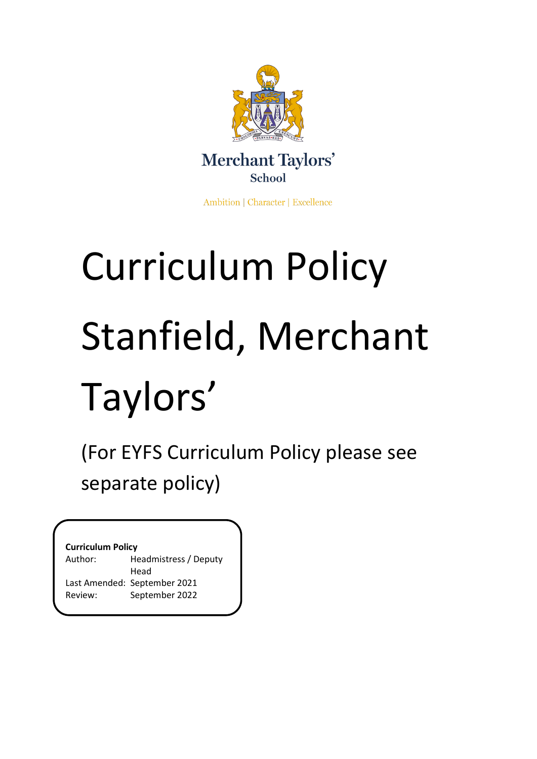Merchant Taylors'
School

Ambition | Character | Excellence

# Curriculum Policy

# Stanfield, Merchant Taylors'

(For EYFS Curriculum Policy please see separate policy)

**Curriculum Policy**

| | |
|---|---|
| Author: | Headmistress / Deputy Head |
| Last Amended: | September 2021 |
| Review: | September 2022 |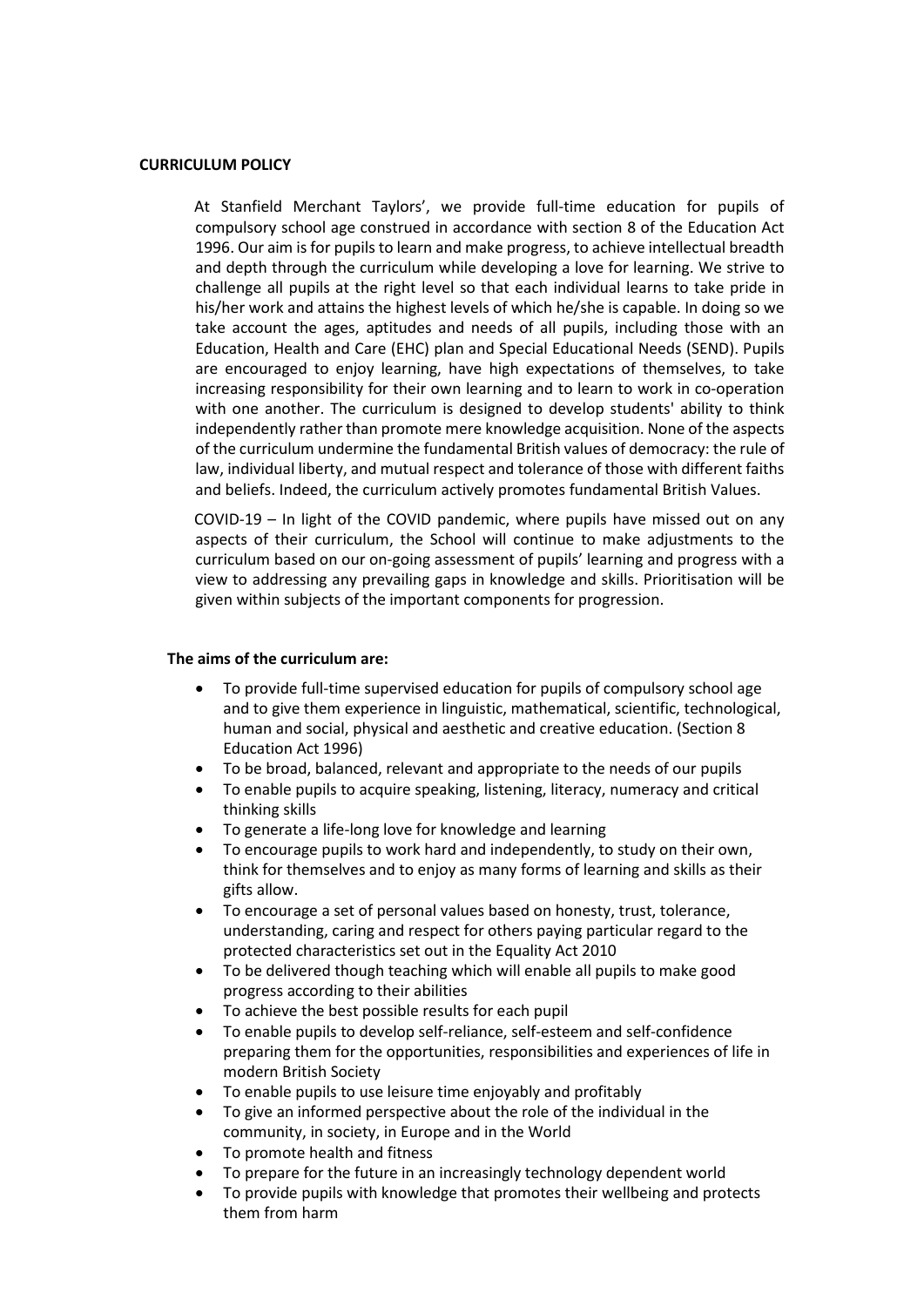**CURRICULUM POLICY**

At Stanfield Merchant Taylors', we provide full-time education for pupils of compulsory school age construed in accordance with section 8 of the Education Act 1996. Our aim is for pupils to learn and make progress, to achieve intellectual breadth and depth through the curriculum while developing a love for learning. We strive to challenge all pupils at the right level so that each individual learns to take pride in his/her work and attains the highest levels of which he/she is capable. In doing so we take account the ages, aptitudes and needs of all pupils, including those with an Education, Health and Care (EHC) plan and Special Educational Needs (SEND). Pupils are encouraged to enjoy learning, have high expectations of themselves, to take increasing responsibility for their own learning and to learn to work in co-operation with one another. The curriculum is designed to develop students' ability to think independently rather than promote mere knowledge acquisition. None of the aspects of the curriculum undermine the fundamental British values of democracy: the rule of law, individual liberty, and mutual respect and tolerance of those with different faiths and beliefs. Indeed, the curriculum actively promotes fundamental British Values.

COVID-19 – In light of the COVID pandemic, where pupils have missed out on any aspects of their curriculum, the School will continue to make adjustments to the curriculum based on our on-going assessment of pupils' learning and progress with a view to addressing any prevailing gaps in knowledge and skills. Prioritisation will be given within subjects of the important components for progression.

**The aims of the curriculum are:**

- To provide full-time supervised education for pupils of compulsory school age and to give them experience in linguistic, mathematical, scientific, technological, human and social, physical and aesthetic and creative education. (Section 8 Education Act 1996)
- To be broad, balanced, relevant and appropriate to the needs of our pupils
- To enable pupils to acquire speaking, listening, literacy, numeracy and critical thinking skills
- To generate a life-long love for knowledge and learning
- To encourage pupils to work hard and independently, to study on their own, think for themselves and to enjoy as many forms of learning and skills as their gifts allow.
- To encourage a set of personal values based on honesty, trust, tolerance, understanding, caring and respect for others paying particular regard to the protected characteristics set out in the Equality Act 2010
- To be delivered though teaching which will enable all pupils to make good progress according to their abilities
- To achieve the best possible results for each pupil
- To enable pupils to develop self-reliance, self-esteem and self-confidence preparing them for the opportunities, responsibilities and experiences of life in modern British Society
- To enable pupils to use leisure time enjoyably and profitably
- To give an informed perspective about the role of the individual in the community, in society, in Europe and in the World
- To promote health and fitness
- To prepare for the future in an increasingly technology dependent world
- To provide pupils with knowledge that promotes their wellbeing and protects them from harm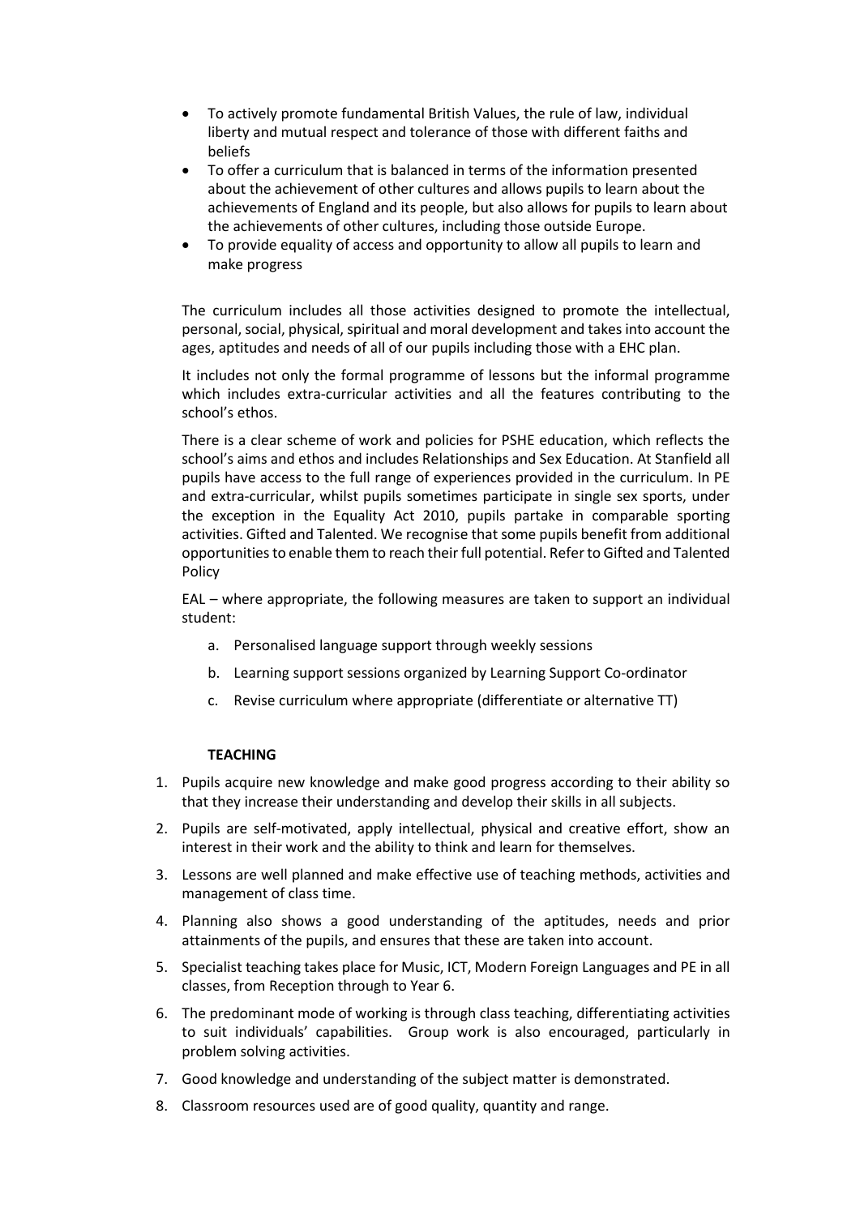- To actively promote fundamental British Values, the rule of law, individual liberty and mutual respect and tolerance of those with different faiths and beliefs
- To offer a curriculum that is balanced in terms of the information presented about the achievement of other cultures and allows pupils to learn about the achievements of England and its people, but also allows for pupils to learn about the achievements of other cultures, including those outside Europe.
- To provide equality of access and opportunity to allow all pupils to learn and make progress

The curriculum includes all those activities designed to promote the intellectual, personal, social, physical, spiritual and moral development and takes into account the ages, aptitudes and needs of all of our pupils including those with a EHC plan.

It includes not only the formal programme of lessons but the informal programme which includes extra-curricular activities and all the features contributing to the school's ethos.

There is a clear scheme of work and policies for PSHE education, which reflects the school's aims and ethos and includes Relationships and Sex Education. At Stanfield all pupils have access to the full range of experiences provided in the curriculum. In PE and extra-curricular, whilst pupils sometimes participate in single sex sports, under the exception in the Equality Act 2010, pupils partake in comparable sporting activities. Gifted and Talented. We recognise that some pupils benefit from additional opportunities to enable them to reach their full potential. Refer to Gifted and Talented Policy

EAL – where appropriate, the following measures are taken to support an individual student:

a. Personalised language support through weekly sessions
b. Learning support sessions organized by Learning Support Co-ordinator
c. Revise curriculum where appropriate (differentiate or alternative TT)

**TEACHING**

1. Pupils acquire new knowledge and make good progress according to their ability so that they increase their understanding and develop their skills in all subjects.
2. Pupils are self-motivated, apply intellectual, physical and creative effort, show an interest in their work and the ability to think and learn for themselves.
3. Lessons are well planned and make effective use of teaching methods, activities and management of class time.
4. Planning also shows a good understanding of the aptitudes, needs and prior attainments of the pupils, and ensures that these are taken into account.
5. Specialist teaching takes place for Music, ICT, Modern Foreign Languages and PE in all classes, from Reception through to Year 6.
6. The predominant mode of working is through class teaching, differentiating activities to suit individuals' capabilities. Group work is also encouraged, particularly in problem solving activities.
7. Good knowledge and understanding of the subject matter is demonstrated.
8. Classroom resources used are of good quality, quantity and range.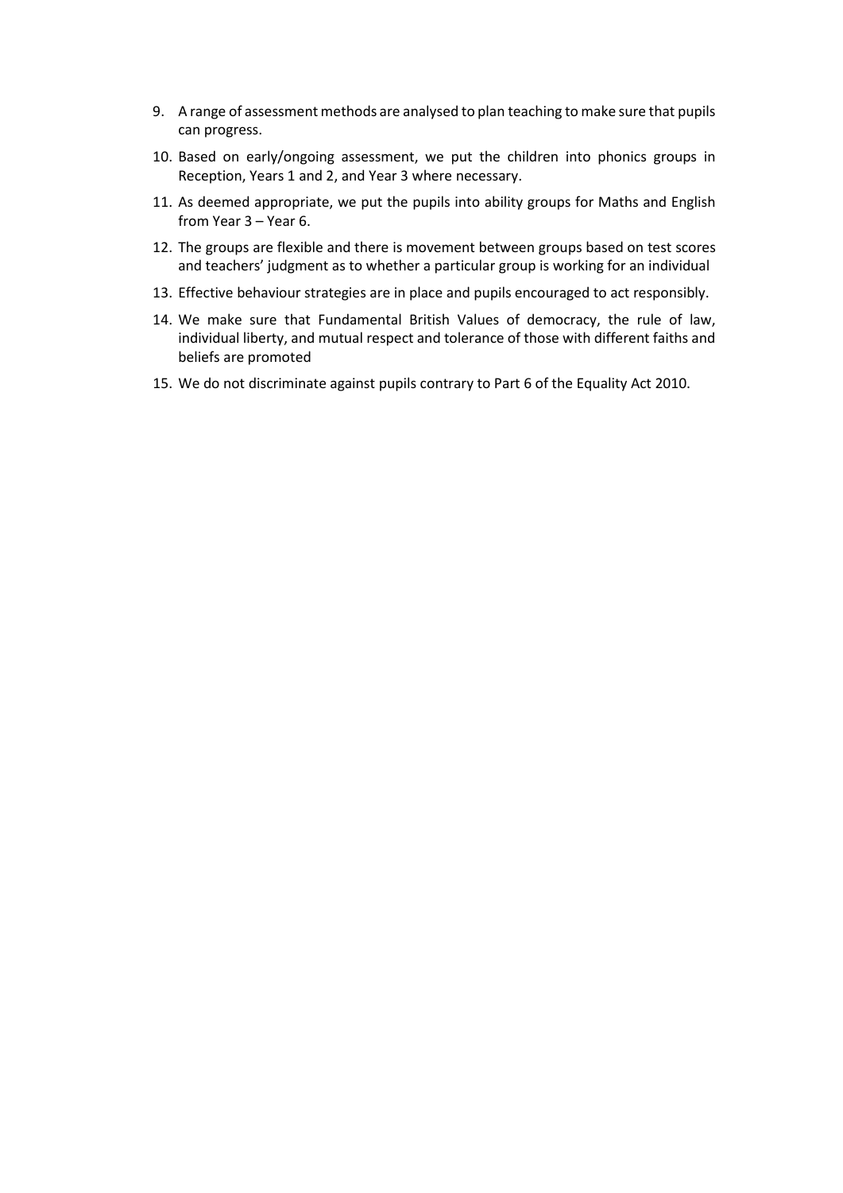9. A range of assessment methods are analysed to plan teaching to make sure that pupils can progress.
10. Based on early/ongoing assessment, we put the children into phonics groups in Reception, Years 1 and 2, and Year 3 where necessary.
11. As deemed appropriate, we put the pupils into ability groups for Maths and English from Year 3 – Year 6.
12. The groups are flexible and there is movement between groups based on test scores and teachers' judgment as to whether a particular group is working for an individual
13. Effective behaviour strategies are in place and pupils encouraged to act responsibly.
14. We make sure that Fundamental British Values of democracy, the rule of law, individual liberty, and mutual respect and tolerance of those with different faiths and beliefs are promoted
15. We do not discriminate against pupils contrary to Part 6 of the Equality Act 2010.